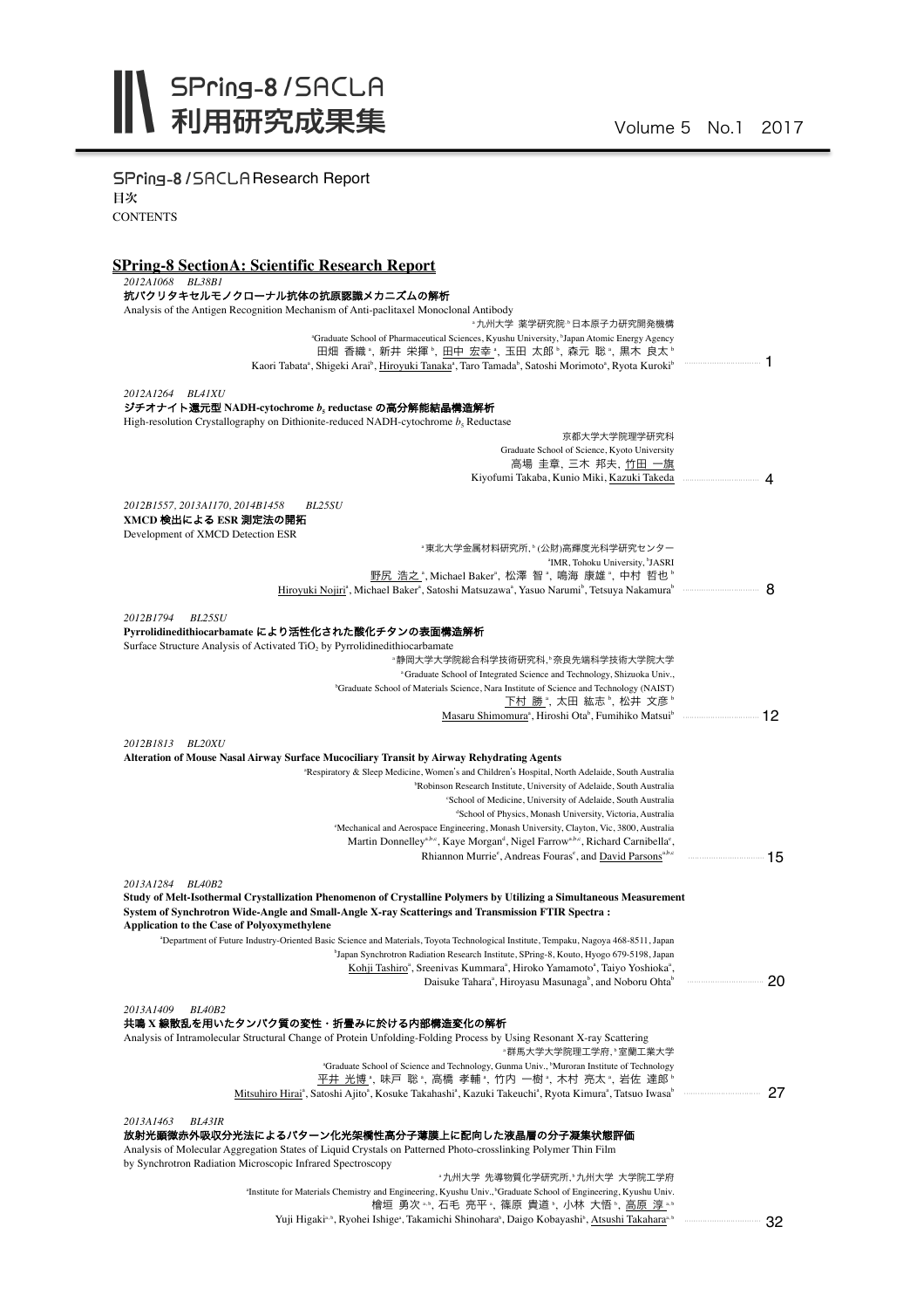# SPring-8 / SACLA 利用研究成果集

Volume 5 No.1 2017

SPring-8 / SACLA Research Report
目次
CONTENTS

## SPring-8 SectionA: Scientific Research Report

*2012A1068 BL38B1*
**抗パクリタキセルモノクローナル抗体の抗原認識メカニズムの解析**
Analysis of the Antigen Recognition Mechanism of Anti-paclitaxel Monoclonal Antibody
[a]九州大学 薬学研究院,[b]日本原子力研究開発機構
[a]Graduate School of Pharmaceutical Sciences, Kyushu University, [b]Japan Atomic Energy Agency
田畑 香織[a], 新井 栄揮[b], 田中 宏幸[a], 玉田 太郎[b], 森元 聡[a], 黒木 良太[b]
Kaori Tabata[a], Shigeki Arai[b], Hiroyuki Tanaka[a], Taro Tamada[b], Satoshi Morimoto[a], Ryota Kuroki[b] ..... 1

*2012A1264 BL41XU*
**ジチオナイト還元型 NADH-cytochrome $b_5$ reductase の高分解能結晶構造解析**
High-resolution Crystallography on Dithionite-reduced NADH-cytochrome $b_5$ Reductase
京都大学大学院理学研究科
Graduate School of Science, Kyoto University
高場 圭章, 三木 邦夫, 竹田 一旗
Kiyofumi Takaba, Kunio Miki, Kazuki Takeda ..... 4

*2012B1557, 2013A1170, 2014B1458 BL25SU*
**XMCD 検出による ESR 測定法の開拓**
Development of XMCD Detection ESR
[a]東北大学金属材料研究所,[b](公財)高輝度光科学研究センター
[a]IMR, Tohoku University, [b]JASRI
野尻 浩之[a], Michael Baker[a], 松澤 智[a], 鳴海 康雄[a], 中村 哲也[b]
Hiroyuki Nojiri[a], Michael Baker[a], Satoshi Matsuzawa[a], Yasuo Narumi[b], Tetsuya Nakamura[b] ..... 8

*2012B1794 BL25SU*
**Pyrrolidinedithiocarbamate により活性化された酸化チタンの表面構造解析**
Surface Structure Analysis of Activated $TiO_2$ by Pyrrolidinedithiocarbamate
[a]静岡大学大学院総合科学技術研究科,[b]奈良先端科学技術大学院大学
[a]Graduate School of Integrated Science and Technology, Shizuoka Univ.,
[b]Graduate School of Materials Science, Nara Institute of Science and Technology (NAIST)
下村 勝[a], 太田 紘志[b], 松井 文彦[b]
Masaru Shimomura[a], Hiroshi Ota[b], Fumihiko Matsui[b] ..... 12

*2012B1813 BL20XU*
**Alteration of Mouse Nasal Airway Surface Mucociliary Transit by Airway Rehydrating Agents**
[a]Respiratory & Sleep Medicine, Women's and Children's Hospital, North Adelaide, South Australia
[b]Robinson Research Institute, University of Adelaide, South Australia
[c]School of Medicine, University of Adelaide, South Australia
[d]School of Physics, Monash University, Victoria, Australia
[e]Mechanical and Aerospace Engineering, Monash University, Clayton, Vic, 3800, Australia
Martin Donnelley[a,b,c], Kaye Morgan[d], Nigel Farrow[a,b,c], Richard Carnibella[e],
Rhiannon Murrie[e], Andreas Fouras[e], and David Parsons[a,b,c] ..... 15

*2013A1284 BL40B2*
**Study of Melt-Isothermal Crystallization Phenomenon of Crystalline Polymers by Utilizing a Simultaneous Measurement System of Synchrotron Wide-Angle and Small-Angle X-ray Scatterings and Transmission FTIR Spectra : Application to the Case of Polyoxymethylene**
[a]Department of Future Industry-Oriented Basic Science and Materials, Toyota Technological Institute, Tempaku, Nagoya 468-8511, Japan
[b]Japan Synchrotron Radiation Research Institute, SPring-8, Kouto, Hyogo 679-5198, Japan
Kohji Tashiro[a], Sreenivas Kummara[a], Hiroko Yamamoto[a], Taiyo Yoshioka[a],
Daisuke Tahara[a], Hiroyasu Masunaga[b], and Noboru Ohta[b] ..... 20

*2013A1409 BL40B2*
**共鳴 X 線散乱を用いたタンパク質の変性・折畳みに於ける内部構造変化の解析**
Analysis of Intramolecular Structural Change of Protein Unfolding-Folding Process by Using Resonant X-ray Scattering
[a]群馬大学大学院理工学府,[b]室蘭工業大学
[a]Graduate School of Science and Technology, Gunma Univ., [b]Muroran Institute of Technology
平井 光博[a], 味戸 聡[a], 高橋 孝輔[a], 竹内 一樹[a], 木村 亮太[a], 岩佐 達郎[b]
Mitsuhiro Hirai[a], Satoshi Ajito[a], Kosuke Takahashi[a], Kazuki Takeuchi[a], Ryota Kimura[a], Tatsuo Iwasa[b] ..... 27

*2013A1463 BL43IR*
**放射光顕微赤外吸収分光法によるパターン化光架橋性高分子薄膜上に配向した液晶層の分子凝集状態評価**
Analysis of Molecular Aggregation States of Liquid Crystals on Patterned Photo-crosslinking Polymer Thin Film by Synchrotron Radiation Microscopic Infrared Spectroscopy
[a]九州大学 先導物質化学研究所,[b]九州大学 大学院工学府
[a]Institute for Materials Chemistry and Engineering, Kyushu Univ., [b]Graduate School of Engineering, Kyushu Univ.
檜垣 勇次[a,b], 石毛 亮平[a], 篠原 貴道[b], 小林 大悟[b], 高原 淳[a,b]
Yuji Higaki[a,b], Ryohei Ishige[a], Takamichi Shinohara[b], Daigo Kobayashi[b], Atsushi Takahara[a,b] ..... 32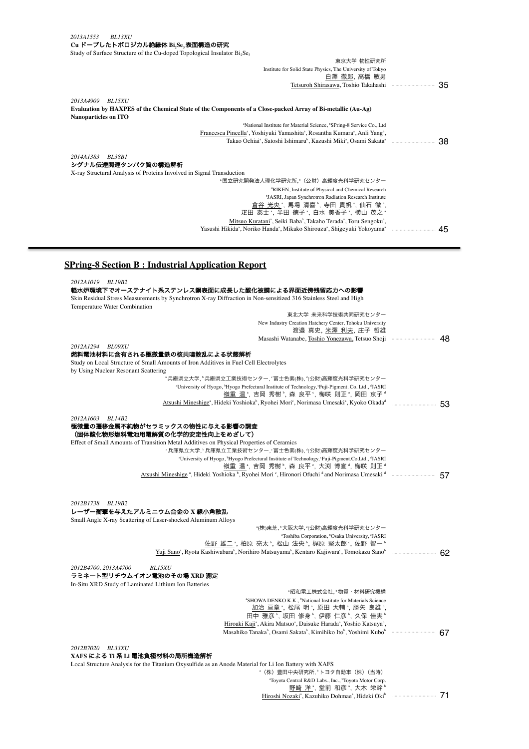*2013A1553　BL13XU*

**Cu ドープしたトポロジカル絶縁体 $Bi_2Se_3$ 表面構造の研究**

Study of Surface Structure of the Cu-doped Topological Insulator $Bi_2Se_3$

東京大学 物性研究所
Institute for Solid State Physics, The University of Tokyo
白澤 徹郎, 高橋 敏男
Tetsuroh Shirasawa, Toshio Takahashi ………… 35

*2013A4909　BL15XU*

**Evaluation by HAXPES of the Chemical State of the Components of a Close-packed Array of Bi-metallic (Au-Ag) Nanoparticles on ITO**

[a]National Institute for Material Science, [b]SPring-8 Service Co., Ltd
Francesca Pincella[a], Yoshiyuki Yamashita[a], Rosantha Kumara[a], Anli Yang[a], Takao Ochiai[a], Satoshi Ishimaru[b], Kazushi Miki[a], Osami Sakata[a] ………… 38

*2014A1383　BL38B1*

**シグナル伝達関連タンパク質の構造解析**

X-ray Structural Analysis of Proteins Involved in Signal Transduction

[a]国立研究開発法人理化学研究所, [b]（公財）高輝度光科学研究センター
[a]RIKEN, Institute of Physical and Chemical Research
[b]JASRI, Japan Synchrotron Radiation Research Institute
倉谷 光央[a], 馬場 清喜[b], 寺田 貴帆[a], 仙石 徹[a], 疋田 泰士[a], 半田 徳子[a], 白水 美香子[a], 横山 茂之[a]
Mitsuo Kuratani[a], Seiki Baba[b], Takaho Terada[a], Toru Sengoku[a], Yasushi Hikida[a], Noriko Handa[a], Mikako Shirouzu[a], Shigeyuki Yokoyama[a] ………… 45

## SPring-8 Section B : Industrial Application Report

*2012A1019　BL19B2*

**軽水炉環境下でオーステナイト系ステンレス鋼表面に成長した酸化被膜による界面近傍残留応力への影響**

Skin Residual Stress Measurements by Synchrotron X-ray Diffraction in Non-sensitized 316 Stainless Steel and High Temperature Water Combination

東北大学 未来科学技術共同研究センター
New Industry Creation Hatchery Center, Tohoku University
渡邉 真史, 米澤 利夫, 庄子 哲雄
Masashi Watanabe, Toshio Yonezawa, Tetsuo Shoji ………… 48

*2012A1294　BL09XU*

**燃料電池材料に含有される極微量鉄の核共鳴散乱による状態解析**

Study on Local Structure of Small Amounts of Iron Additives in Fuel Cell Electrolytes by Using Nuclear Resonant Scattering

[a]兵庫県立大学, [b]兵庫県立工業技術センター, [c]富士色素(株), [d](公財)高輝度光科学研究センター
[a]University of Hyogo, [b]Hyogo Prefectural Institute of Technology, [c]Fuji-Pigment. Co. Ltd., [d]JASRI
嶺重 温[a], 吉岡 秀樹[b], 森 良平[c], 梅咲 則正[a], 岡田 京子[d]
Atsushi Mineshige[a], Hideki Yoshioka[b], Ryohei Mori[c], Norimasa Umesaki[a], Kyoko Okada[d] ………… 53

*2012A1603　BL14B2*

**極微量の遷移金属不純物がセラミックスの物性に与える影響の調査（固体酸化物形燃料電池用電解質の化学的安定性向上をめざして）**

Effect of Small Amounts of Transition Metal Additives on Physical Properties of Ceramics

[a]兵庫県立大学, [b]兵庫県立工業技術センター, [c]富士色素(株), [d](公財)高輝度光科学研究センター
[a]University of Hyogo, [b]Hyogo Prefectural Institute of Technology, [c]Fuji-Pigment.Co.Ltd., [d]JASRI
嶺重 温[a], 吉岡 秀樹[b], 森 良平[c], 大渕 博宣[d], 梅咲 則正[d]
Atsushi Mineshige[a], Hideki Yoshioka[b], Ryohei Mori[c], Hironori Ofuchi[d] and Norimasa Umesaki[d] ………… 57

*2012B1738　BL19B2*

**レーザー衝撃を与えたアルミニウム合金の X 線小角散乱**

Small Angle X-ray Scattering of Laser-shocked Aluminum Alloys

[a](株)東芝, [b]大阪大学, [c](公財)高輝度光科学研究センター
[a]Toshiba Corporation, [b]Osaka University, [c]JASRI
佐野 雄二[a], 柏原 亮太[b], 松山 法央[b], 梶原 堅太郎[c], 佐野 智一[b]
Yuji Sano[a], Ryota Kashiwabara[b], Norihiro Matsuyama[b], Kentaro Kajiwara[c], Tomokazu Sano[b] ………… 62

*2012B4700, 2013A4700　BL15XU*

**ラミネート型リチウムイオン電池のその場 XRD 測定**

In-Situ XRD Study of Laminated Lithium Ion Batteries

[a]昭和電工株式会社, [b]物質・材料研究機構
[a]SHOWA DENKO K.K., [b]National Institute for Materials Science
加治 亘章[a], 松尾 明[a], 原田 大輔[a], 勝矢 良雄[b], 田中 雅彦[b], 坂田 修身[b], 伊藤 仁彦[b], 久保 佳実[b]
Hiroaki Kaji[a], Akira Matsuo[a], Daisuke Harada[a], Yoshio Katsuya[b], Masahiko Tanaka[b], Osami Sakata[b], Kimihiko Ito[b], Yoshimi Kubo[b] ………… 67

*2012B7020　BL33XU*

**XAFS による Ti 系 Li 電池負極材料の局所構造解析**

Local Structure Analysis for the Titanium Oxysulfide as an Anode Material for Li Ion Battery with XAFS

[a]（株）豊田中央研究所, [b]トヨタ自動車（株）（当時）
[a]Toyota Central R&D Labs., Inc., [b]Toyota Motor Corp.
野崎 洋[a], 堂前 和彦[a], 大木 栄幹[b]
Hiroshi Nozaki[a], Kazuhiko Dohmae[a], Hideki Oki[b] ………… 71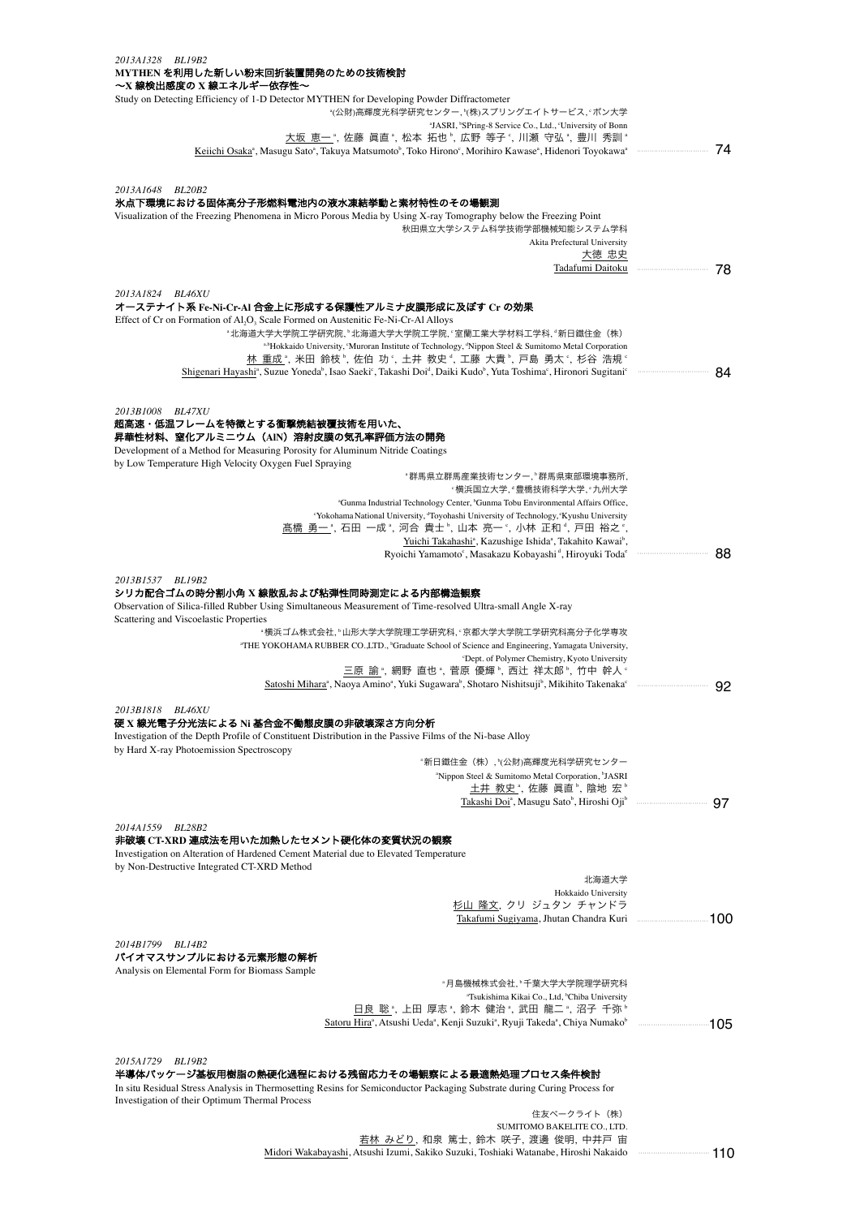*2013A1328　BL19B2*

**MYTHEN を利用した新しい粉末回折装置開発のための技術検討**
**〜X 線検出感度の X 線エネルギー依存性〜**

Study on Detecting Efficiency of 1-D Detector MYTHEN for Developing Powder Diffractometer

[a](公財)高輝度光科学研究センター, [b](株)スプリングエイトサービス, [c]ボン大学
[a]JASRI, [b]SPring-8 Service Co., Ltd., [c]University of Bonn

大坂 恵一[a], 佐藤 眞直[a], 松本 拓也[b], 広野 等子[c], 川瀬 守弘[a], 豊川 秀訓[a]
Keiichi Osaka[a], Masugu Sato[a], Takuya Matsumoto[b], Toko Hirono[c], Morihiro Kawase[a], Hidenori Toyokawa[a] ……… 74

*2013A1648　BL20B2*

**氷点下環境における固体高分子形燃料電池内の液水凍結挙動と素材特性のその場観測**

Visualization of the Freezing Phenomena in Micro Porous Media by Using X-ray Tomography below the Freezing Point

秋田県立大学システム科学技術学部機械知能システム学科
Akita Prefectural University

大徳 忠史
Tadafumi Daitoku ……… 78

*2013A1824　BL46XU*

**オーステナイト系 Fe-Ni-Cr-Al 合金上に形成する保護性アルミナ皮膜形成に及ぼす Cr の効果**

Effect of Cr on Formation of $Al_2O_3$ Scale Formed on Austenitic Fe-Ni-Cr-Al Alloys

[a]北海道大学大学院工学研究院, [b]北海道大学大学院工学院, [c]室蘭工業大学材料工学科, [d]新日鐵住金（株）
[a,b]Hokkaido University, [c]Muroran Institute of Technology, [d]Nippon Steel & Sumitomo Metal Corporation

林 重成[a], 米田 鈴枝[b], 佐伯 功[c], 土井 教史[d], 工藤 大貴[b], 戸島 勇太[c], 杉谷 浩規[c]
Shigenari Hayashi[a], Suzue Yoneda[b], Isao Saeki[c], Takashi Doi[d], Daiki Kudo[b], Yuta Toshima[c], Hironori Sugitani[c] ……… 84

*2013B1008　BL47XU*

**超高速・低温フレームを特徴とする衝撃焼結被覆技術を用いた、**
**昇華性材料、窒化アルミニウム（AlN）溶射皮膜の気孔率評価方法の開発**

Development of a Method for Measuring Porosity for Aluminum Nitride Coatings
by Low Temperature High Velocity Oxygen Fuel Spraying

[a]群馬県立群馬産業技術センター, [b]群馬県東部環境事務所, [c]横浜国立大学, [d]豊橋技術科学大学, [e]九州大学
[a]Gunma Industrial Technology Center, [b]Gunma Tobu Environmental Affairs Office, [c]Yokohama National University, [d]Toyohashi University of Technology, [e]Kyushu University

高橋 勇一[a], 石田 一成[a], 河合 貴士[b], 山本 亮一[c], 小林 正和[d], 戸田 裕之[e]
Yuichi Takahashi[a], Kazushige Ishida[a], Takahito Kawai[b],
Ryoichi Yamamoto[c], Masakazu Kobayashi[d], Hiroyuki Toda[e] ……… 88

*2013B1537　BL19B2*

**シリカ配合ゴムの時分割小角 X 線散乱および粘弾性同時測定による内部構造観察**

Observation of Silica-filled Rubber Using Simultaneous Measurement of Time-resolved Ultra-small Angle X-ray Scattering and Viscoelastic Properties

[a]横浜ゴム株式会社, [b]山形大学大学院理工学研究科, [c]京都大学大学院工学研究科高分子化学専攻
[a]THE YOKOHAMA RUBBER CO.,LTD., [b]Graduate School of Science and Engineering, Yamagata University, [c]Dept. of Polymer Chemistry, Kyoto University

三原 諭[a], 網野 直也[a], 菅原 優輝[b], 西辻 祥太郎[b], 竹中 幹人[c]
Satoshi Mihara[a], Naoya Amino[a], Yuki Sugawara[b], Shotaro Nishitsuji[b], Mikihito Takenaka[c] ……… 92

*2013B1818　BL46XU*

**硬 X 線光電子分光法による Ni 基合金不働態皮膜の非破壊深さ方向分析**

Investigation of the Depth Profile of Constituent Distribution in the Passive Films of the Ni-base Alloy
by Hard X-ray Photoemission Spectroscopy

[a]新日鐵住金（株）, [b](公財)高輝度光科学研究センター
[a]Nippon Steel & Sumitomo Metal Corporation, [b]JASRI

土井 教史[a], 佐藤 眞直[b], 陰地 宏[b]
Takashi Doi[a], Masugu Sato[b], Hiroshi Oji[b] ……… 97

*2014A1559　BL28B2*

**非破壊 CT-XRD 連成法を用いた加熱したセメント硬化体の変質状況の観察**

Investigation on Alteration of Hardened Cement Material due to Elevated Temperature
by Non-Destructive Integrated CT-XRD Method

北海道大学
Hokkaido University

杉山 隆文, クリ ジュタン チャンドラ
Takafumi Sugiyama, Jhutan Chandra Kuri ……… 100

*2014B1799　BL14B2*

**バイオマスサンプルにおける元素形態の解析**

Analysis on Elemental Form for Biomass Sample

[a]月島機械株式会社, [b]千葉大学大学院理学研究科
[a]Tsukishima Kikai Co., Ltd, [b]Chiba University

日良 聡[a], 上田 厚志[a], 鈴木 健治[a], 武田 龍二[a], 沼子 千弥[b]
Satoru Hira[a], Atsushi Ueda[a], Kenji Suzuki[a], Ryuji Takeda[a], Chiya Numako[b] ……… 105

*2015A1729　BL19B2*

**半導体パッケージ基板用樹脂の熱硬化過程における残留応力その場観察による最適熱処理プロセス条件検討**

In situ Residual Stress Analysis in Thermosetting Resins for Semiconductor Packaging Substrate during Curing Process for Investigation of their Optimum Thermal Process

住友ベークライト（株）
SUMITOMO BAKELITE CO., LTD.

若林 みどり, 和泉 篤士, 鈴木 咲子, 渡邊 俊明, 中井戸 宙
Midori Wakabayashi, Atsushi Izumi, Sakiko Suzuki, Toshiaki Watanabe, Hiroshi Nakaido ……… 110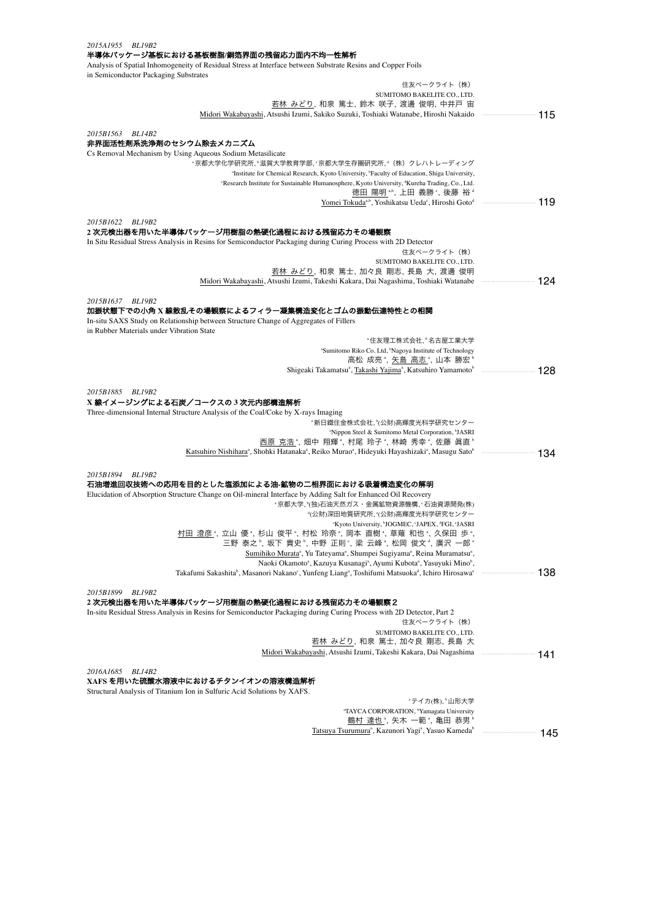*2015A1955　BL19B2*

**半導体パッケージ基板における基板樹脂/銅箔界面の残留応力面内不均一性解析**

Analysis of Spatial Inhomogeneity of Residual Stress at Interface between Substrate Resins and Copper Foils in Semiconductor Packaging Substrates

住友ベークライト（株）
SUMITOMO BAKELITE CO., LTD.
若林 みどり, 和泉 篤士, 鈴木 咲子, 渡邊 俊明, 中井戸 宙
Midori Wakabayashi, Atsushi Izumi, Sakiko Suzuki, Toshiaki Watanabe, Hiroshi Nakaido ……… 115

*2015B1563　BL14B2*

**非界面活性剤系洗浄剤のセシウム除去メカニズム**

Cs Removal Mechanism by Using Aqueous Sodium Metasilicate

[a]京都大学化学研究所, [b]滋賀大学教育学部, [c]京都大学生存圏研究所, [d]（株）クレハトレーディング
[a]Institute for Chemical Research, Kyoto University, [b]Faculty of Education, Shiga University, [c]Research Institute for Sustainable Humanosphere, Kyoto University, [d]Kureha Trading, Co., Ltd.
徳田 陽明[a,b], 上田 義勝[c], 後藤 裕[d]
Yomei Tokuda[a,b], Yoshikatsu Ueda[c], Hiroshi Goto[d] ……… 119

*2015B1622　BL19B2*

**2 次元検出器を用いた半導体パッケージ用樹脂の熱硬化過程における残留応力その場観察**

In Situ Residual Stress Analysis in Resins for Semiconductor Packaging during Curing Process with 2D Detector

住友ベークライト（株）
SUMITOMO BAKELITE CO., LTD.
若林 みどり, 和泉 篤士, 加々良 剛志, 長島 大, 渡邊 俊明
Midori Wakabayashi, Atsushi Izumi, Takeshi Kakara, Dai Nagashima, Toshiaki Watanabe ……… 124

*2015B1637　BL19B2*

**加振状態下での小角 X 線散乱その場観察によるフィラー凝集構造変化とゴムの振動伝達特性との相関**

In-situ SAXS Study on Relationship between Structure Change of Aggregates of Fillers in Rubber Materials under Vibration State

[a]住友理工株式会社, [b]名古屋工業大学
[a]Sumitomo Riko Co. Ltd, [b]Nagoya Institute of Technology
高松 成亮[a], 矢島 高志[a], 山本 勝宏[b]
Shigeaki Takamatsu[a], Takashi Yajima[a], Katsuhiro Yamamoto[b] ……… 128

*2015B1885　BL19B2*

**X 線イメージングによる石炭／コークスの 3 次元内部構造解析**

Three-dimensional Internal Structure Analysis of the Coal/Coke by X-rays Imaging

[a]新日鐵住金株式会社, [b](公財)高輝度光科学研究センター
[a]Nippon Steel & Sumitomo Metal Corporation, [b]JASRI
西原 克浩[a], 畑中 翔輝[a], 村尾 玲子[a], 林崎 秀幸[a], 佐藤 眞直[b]
Katsuhiro Nishihara[a], Shohki Hatanaka[a], Reiko Murao[a], Hideyuki Hayashizaki[a], Masugu Sato[b] ……… 134

*2015B1894　BL19B2*

**石油増進回収技術への応用を目的とした塩添加による油-鉱物の二相界面における吸着構造変化の解明**

Elucidation of Absorption Structure Change on Oil-mineral Interface by Adding Salt for Enhanced Oil Recovery

[a]京都大学, [b](独)石油天然ガス・金属鉱物資源機構, [c]石油資源開発(株)
[d](公財)深田地質研究所, [e](公財)高輝度光科学研究センター
[a]Kyoto University, [b]JOGMEC, [c]JAPEX, [d]FGI, [e]JASRI
村田 澄彦[a], 立山 優[a], 杉山 俊平[a], 村松 玲奈[a], 岡本 直樹[a], 草薙 和也[a], 久保田 歩[a], 三野 泰之[b], 坂下 貴史[b], 中野 正則[c], 梁 云峰[a], 松岡 俊文[d], 廣沢 一郎[e]
Sumihiko Murata[a], Yu Tateyama[a], Shumpei Sugiyama[a], Reina Muramatsu[a], Naoki Okamoto[a], Kazuya Kusanagi[a], Ayumi Kubota[a], Yasuyuki Mino[b], Takafumi Sakashita[b], Masanori Nakano[c], Yunfeng Liang[a], Toshifumi Matsuoka[d], Ichiro Hirosawa[e] ……… 138

*2015B1899　BL19B2*

**2 次元検出器を用いた半導体パッケージ用樹脂の熱硬化過程における残留応力その場観察 2**

In-situ Residual Stress Analysis in Resins for Semiconductor Packaging during Curing Process with 2D Detector, Part 2

住友ベークライト（株）
SUMITOMO BAKELITE CO., LTD.
若林 みどり, 和泉 篤士, 加々良 剛志, 長島 大
Midori Wakabayashi, Atsushi Izumi, Takeshi Kakara, Dai Nagashima ……… 141

*2016A1685　BL14B2*

**XAFS を用いた硫酸水溶液中におけるチタンイオンの溶液構造解析**

Structural Analysis of Titanium Ion in Sulfuric Acid Solutions by XAFS.

[a]テイカ(株), [b]山形大学
[a]TAYCA CORPORATION, [b]Yamagata University
鶴村 達也[a], 矢木 一範[a], 亀田 恭男[b]
Tatsuya Tsurumura[a], Kazunori Yagi[a], Yasuo Kameda[b] ……… 145